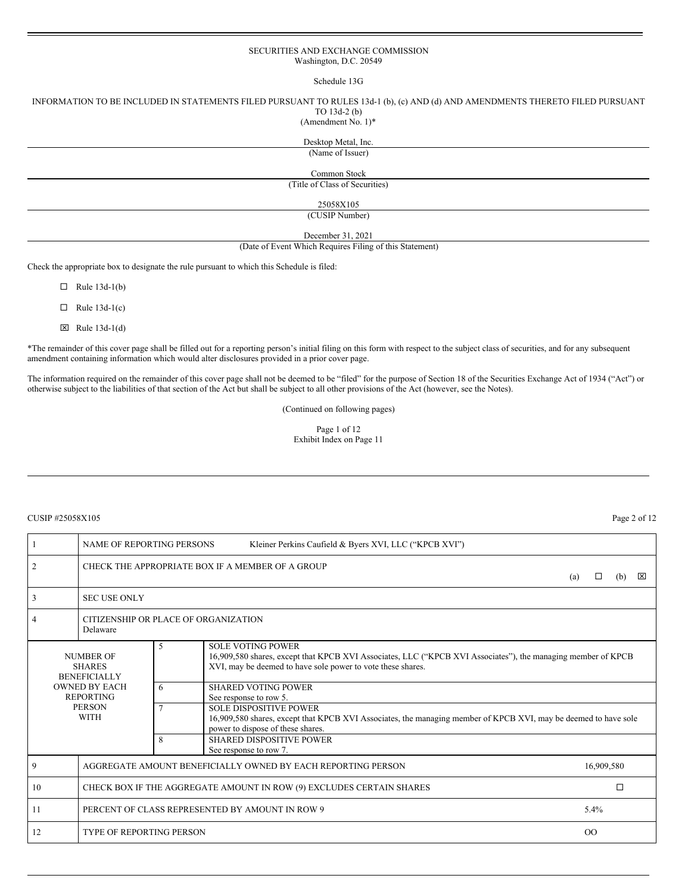SECURITIES AND EXCHANGE COMMISSION
Washington, D.C. 20549

Schedule 13G

INFORMATION TO BE INCLUDED IN STATEMENTS FILED PURSUANT TO RULES 13d-1 (b), (c) AND (d) AND AMENDMENTS THERETO FILED PURSUANT TO 13d-2 (b)
(Amendment No. 1)*

Desktop Metal, Inc.
(Name of Issuer)

Common Stock
(Title of Class of Securities)

25058X105
(CUSIP Number)

December 31, 2021
(Date of Event Which Requires Filing of this Statement)

Check the appropriate box to designate the rule pursuant to which this Schedule is filed:

☐ Rule 13d-1(b)

☐ Rule 13d-1(c)

☒ Rule 13d-1(d)

*The remainder of this cover page shall be filled out for a reporting person's initial filing on this form with respect to the subject class of securities, and for any subsequent amendment containing information which would alter disclosures provided in a prior cover page.

The information required on the remainder of this cover page shall not be deemed to be "filed" for the purpose of Section 18 of the Securities Exchange Act of 1934 ("Act") or otherwise subject to the liabilities of that section of the Act but shall be subject to all other provisions of the Act (however, see the Notes).

(Continued on following pages)

Exhibit Index on Page 11

CUSIP #25058X105

| 1 | NAME OF REPORTING PERSONS | Kleiner Perkins Caufield & Byers XVI, LLC ("KPCB XVI") | |
|---|---|---|---|
| 2 | CHECK THE APPROPRIATE BOX IF A MEMBER OF A GROUP | | (a) ☐ (b) ☒ |
| 3 | SEC USE ONLY | | |
| 4 | CITIZENSHIP OR PLACE OF ORGANIZATION<br>Delaware | | |
| NUMBER OF SHARES BENEFICIALLY OWNED BY EACH REPORTING PERSON WITH | 5 | SOLE VOTING POWER<br>16,909,580 shares, except that KPCB XVI Associates, LLC ("KPCB XVI Associates"), the managing member of KPCB XVI, may be deemed to have sole power to vote these shares. | |
| | 6 | SHARED VOTING POWER<br>See response to row 5. | |
| | 7 | SOLE DISPOSITIVE POWER<br>16,909,580 shares, except that KPCB XVI Associates, the managing member of KPCB XVI, may be deemed to have sole power to dispose of these shares. | |
| | 8 | SHARED DISPOSITIVE POWER<br>See response to row 7. | |
| 9 | AGGREGATE AMOUNT BENEFICIALLY OWNED BY EACH REPORTING PERSON | | 16,909,580 |
| 10 | CHECK BOX IF THE AGGREGATE AMOUNT IN ROW (9) EXCLUDES CERTAIN SHARES | | ☐ |
| 11 | PERCENT OF CLASS REPRESENTED BY AMOUNT IN ROW 9 | | 5.4% |
| 12 | TYPE OF REPORTING PERSON | | OO |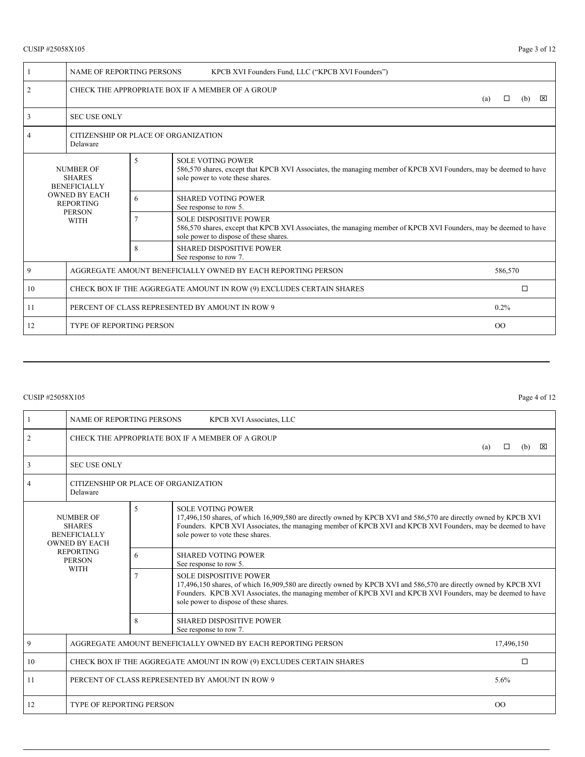CUSIP #25058X105

| 1 | NAME OF REPORTING PERSONS KPCB XVI Founders Fund, LLC ("KPCB XVI Founders") | | |
|---|---|---|---|
| 2 | CHECK THE APPROPRIATE BOX IF A MEMBER OF A GROUP | | (a) ☐ (b) ☒ |
| 3 | SEC USE ONLY | | |
| 4 | CITIZENSHIP OR PLACE OF ORGANIZATION<br>Delaware | | |
| NUMBER OF SHARES BENEFICIALLY OWNED BY EACH REPORTING PERSON WITH | 5 | SOLE VOTING POWER<br>586,570 shares, except that KPCB XVI Associates, the managing member of KPCB XVI Founders, may be deemed to have sole power to vote these shares. | |
| | 6 | SHARED VOTING POWER<br>See response to row 5. | |
| | 7 | SOLE DISPOSITIVE POWER<br>586,570 shares, except that KPCB XVI Associates, the managing member of KPCB XVI Founders, may be deemed to have sole power to dispose of these shares. | |
| | 8 | SHARED DISPOSITIVE POWER<br>See response to row 7. | |
| 9 | AGGREGATE AMOUNT BENEFICIALLY OWNED BY EACH REPORTING PERSON | | 586,570 |
| 10 | CHECK BOX IF THE AGGREGATE AMOUNT IN ROW (9) EXCLUDES CERTAIN SHARES | | ☐ |
| 11 | PERCENT OF CLASS REPRESENTED BY AMOUNT IN ROW 9 | | 0.2% |
| 12 | TYPE OF REPORTING PERSON | | OO |

CUSIP #25058X105

| 1 | NAME OF REPORTING PERSONS KPCB XVI Associates, LLC | | |
|---|---|---|---|
| 2 | CHECK THE APPROPRIATE BOX IF A MEMBER OF A GROUP | | (a) ☐ (b) ☒ |
| 3 | SEC USE ONLY | | |
| 4 | CITIZENSHIP OR PLACE OF ORGANIZATION<br>Delaware | | |
| NUMBER OF SHARES BENEFICIALLY OWNED BY EACH REPORTING PERSON WITH | 5 | SOLE VOTING POWER<br>17,496,150 shares, of which 16,909,580 are directly owned by KPCB XVI and 586,570 are directly owned by KPCB XVI Founders. KPCB XVI Associates, the managing member of KPCB XVI and KPCB XVI Founders, may be deemed to have sole power to vote these shares. | |
| | 6 | SHARED VOTING POWER<br>See response to row 5. | |
| | 7 | SOLE DISPOSITIVE POWER<br>17,496,150 shares, of which 16,909,580 are directly owned by KPCB XVI and 586,570 are directly owned by KPCB XVI Founders. KPCB XVI Associates, the managing member of KPCB XVI and KPCB XVI Founders, may be deemed to have sole power to dispose of these shares. | |
| | 8 | SHARED DISPOSITIVE POWER<br>See response to row 7. | |
| 9 | AGGREGATE AMOUNT BENEFICIALLY OWNED BY EACH REPORTING PERSON | | 17,496,150 |
| 10 | CHECK BOX IF THE AGGREGATE AMOUNT IN ROW (9) EXCLUDES CERTAIN SHARES | | ☐ |
| 11 | PERCENT OF CLASS REPRESENTED BY AMOUNT IN ROW 9 | | 5.6% |
| 12 | TYPE OF REPORTING PERSON | | OO |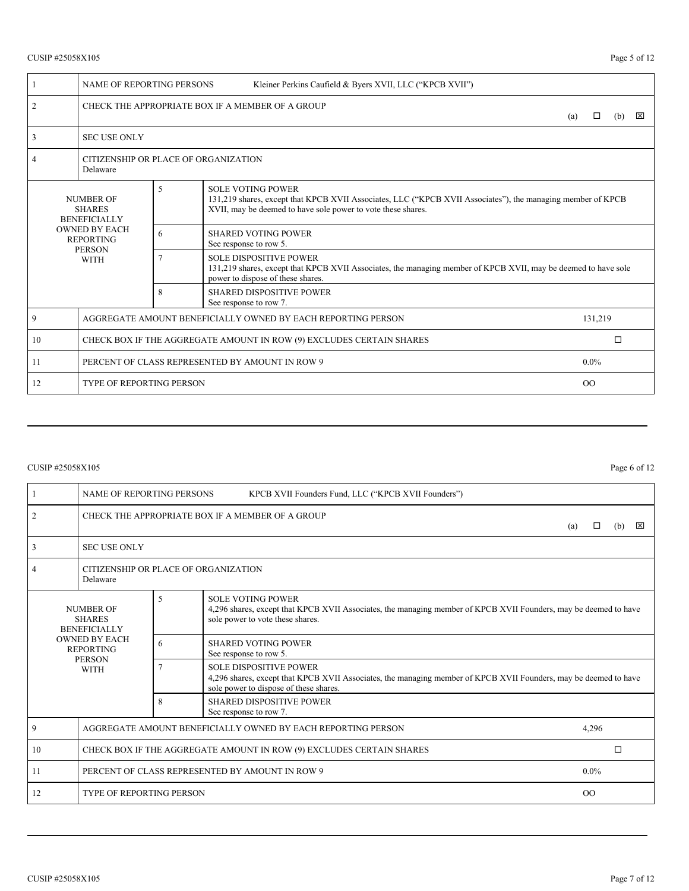CUSIP #25058X105

| 1 | NAME OF REPORTING PERSONS Kleiner Perkins Caufield & Byers XVII, LLC ("KPCB XVII") | | |
|---|---|---|---|
| 2 | CHECK THE APPROPRIATE BOX IF A MEMBER OF A GROUP (a) ☐ (b) ☒ | | |
| 3 | SEC USE ONLY | | |
| 4 | CITIZENSHIP OR PLACE OF ORGANIZATION<br>Delaware | | |
| NUMBER OF SHARES BENEFICIALLY OWNED BY EACH REPORTING PERSON WITH | 5 | SOLE VOTING POWER<br>131,219 shares, except that KPCB XVII Associates, LLC ("KPCB XVII Associates"), the managing member of KPCB XVII, may be deemed to have sole power to vote these shares. | |
| | 6 | SHARED VOTING POWER<br>See response to row 5. | |
| | 7 | SOLE DISPOSITIVE POWER<br>131,219 shares, except that KPCB XVII Associates, the managing member of KPCB XVII, may be deemed to have sole power to dispose of these shares. | |
| | 8 | SHARED DISPOSITIVE POWER<br>See response to row 7. | |
| 9 | AGGREGATE AMOUNT BENEFICIALLY OWNED BY EACH REPORTING PERSON | | 131,219 |
| 10 | CHECK BOX IF THE AGGREGATE AMOUNT IN ROW (9) EXCLUDES CERTAIN SHARES | | ☐ |
| 11 | PERCENT OF CLASS REPRESENTED BY AMOUNT IN ROW 9 | | 0.0% |
| 12 | TYPE OF REPORTING PERSON | | OO |

CUSIP #25058X105

| 1 | NAME OF REPORTING PERSONS KPCB XVII Founders Fund, LLC ("KPCB XVII Founders") | | |
|---|---|---|---|
| 2 | CHECK THE APPROPRIATE BOX IF A MEMBER OF A GROUP (a) ☐ (b) ☒ | | |
| 3 | SEC USE ONLY | | |
| 4 | CITIZENSHIP OR PLACE OF ORGANIZATION<br>Delaware | | |
| NUMBER OF SHARES BENEFICIALLY OWNED BY EACH REPORTING PERSON WITH | 5 | SOLE VOTING POWER<br>4,296 shares, except that KPCB XVII Associates, the managing member of KPCB XVII Founders, may be deemed to have sole power to vote these shares. | |
| | 6 | SHARED VOTING POWER<br>See response to row 5. | |
| | 7 | SOLE DISPOSITIVE POWER<br>4,296 shares, except that KPCB XVII Associates, the managing member of KPCB XVII Founders, may be deemed to have sole power to dispose of these shares. | |
| | 8 | SHARED DISPOSITIVE POWER<br>See response to row 7. | |
| 9 | AGGREGATE AMOUNT BENEFICIALLY OWNED BY EACH REPORTING PERSON | | 4,296 |
| 10 | CHECK BOX IF THE AGGREGATE AMOUNT IN ROW (9) EXCLUDES CERTAIN SHARES | | ☐ |
| 11 | PERCENT OF CLASS REPRESENTED BY AMOUNT IN ROW 9 | | 0.0% |
| 12 | TYPE OF REPORTING PERSON | | OO |

CUSIP #25058X105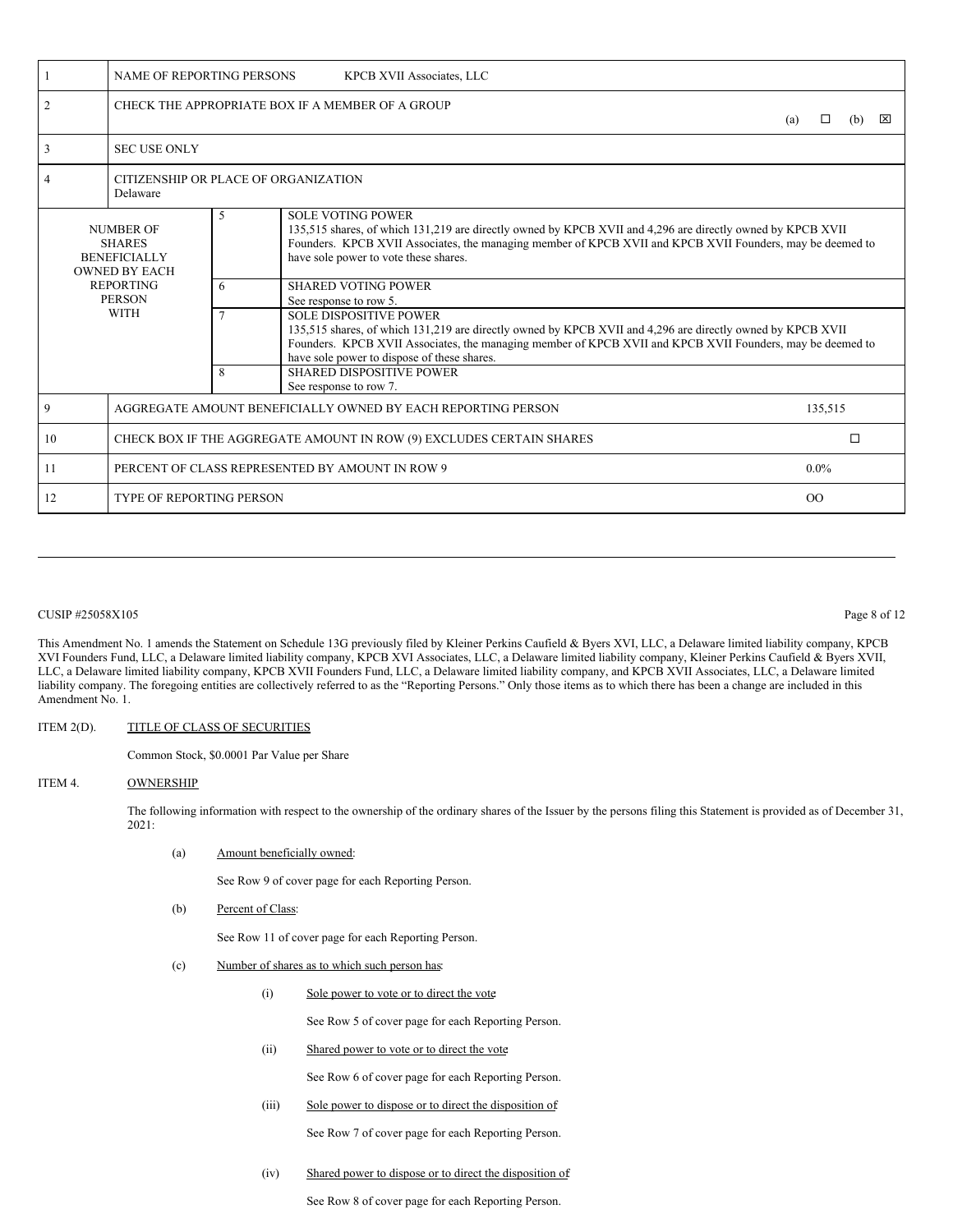| 1 | NAME OF REPORTING PERSONS KPCB XVII Associates, LLC | | |
|---|---|---|---|
| 2 | CHECK THE APPROPRIATE BOX IF A MEMBER OF A GROUP (a) ☐ (b) ☒ | | |
| 3 | SEC USE ONLY | | |
| 4 | CITIZENSHIP OR PLACE OF ORGANIZATION<br>Delaware | | |
| NUMBER OF SHARES BENEFICIALLY OWNED BY EACH REPORTING PERSON WITH | 5 | SOLE VOTING POWER<br>135,515 shares, of which 131,219 are directly owned by KPCB XVII and 4,296 are directly owned by KPCB XVII Founders. KPCB XVII Associates, the managing member of KPCB XVII and KPCB XVII Founders, may be deemed to have sole power to vote these shares. | |
| | 6 | SHARED VOTING POWER<br>See response to row 5. | |
| | 7 | SOLE DISPOSITIVE POWER<br>135,515 shares, of which 131,219 are directly owned by KPCB XVII and 4,296 are directly owned by KPCB XVII Founders. KPCB XVII Associates, the managing member of KPCB XVII and KPCB XVII Founders, may be deemed to have sole power to dispose of these shares. | |
| | 8 | SHARED DISPOSITIVE POWER<br>See response to row 7. | |
| 9 | AGGREGATE AMOUNT BENEFICIALLY OWNED BY EACH REPORTING PERSON | | 135,515 |
| 10 | CHECK BOX IF THE AGGREGATE AMOUNT IN ROW (9) EXCLUDES CERTAIN SHARES | | ☐ |
| 11 | PERCENT OF CLASS REPRESENTED BY AMOUNT IN ROW 9 | | 0.0% |
| 12 | TYPE OF REPORTING PERSON | | OO |

CUSIP #25058X105

This Amendment No. 1 amends the Statement on Schedule 13G previously filed by Kleiner Perkins Caufield & Byers XVI, LLC, a Delaware limited liability company, KPCB XVI Founders Fund, LLC, a Delaware limited liability company, KPCB XVI Associates, LLC, a Delaware limited liability company, Kleiner Perkins Caufield & Byers XVII, LLC, a Delaware limited liability company, KPCB XVII Founders Fund, LLC, a Delaware limited liability company, and KPCB XVII Associates, LLC, a Delaware limited liability company. The foregoing entities are collectively referred to as the "Reporting Persons." Only those items as to which there has been a change are included in this Amendment No. 1.

ITEM 2(D). TITLE OF CLASS OF SECURITIES

Common Stock, $0.0001 Par Value per Share

ITEM 4. OWNERSHIP

The following information with respect to the ownership of the ordinary shares of the Issuer by the persons filing this Statement is provided as of December 31, 2021:

(a) Amount beneficially owned:

See Row 9 of cover page for each Reporting Person.

(b) Percent of Class:

See Row 11 of cover page for each Reporting Person.

(c) Number of shares as to which such person has:

(i) Sole power to vote or to direct the vote:

See Row 5 of cover page for each Reporting Person.

(ii) Shared power to vote or to direct the vote:

See Row 6 of cover page for each Reporting Person.

(iii) Sole power to dispose or to direct the disposition of:

See Row 7 of cover page for each Reporting Person.

(iv) Shared power to dispose or to direct the disposition of:

See Row 8 of cover page for each Reporting Person.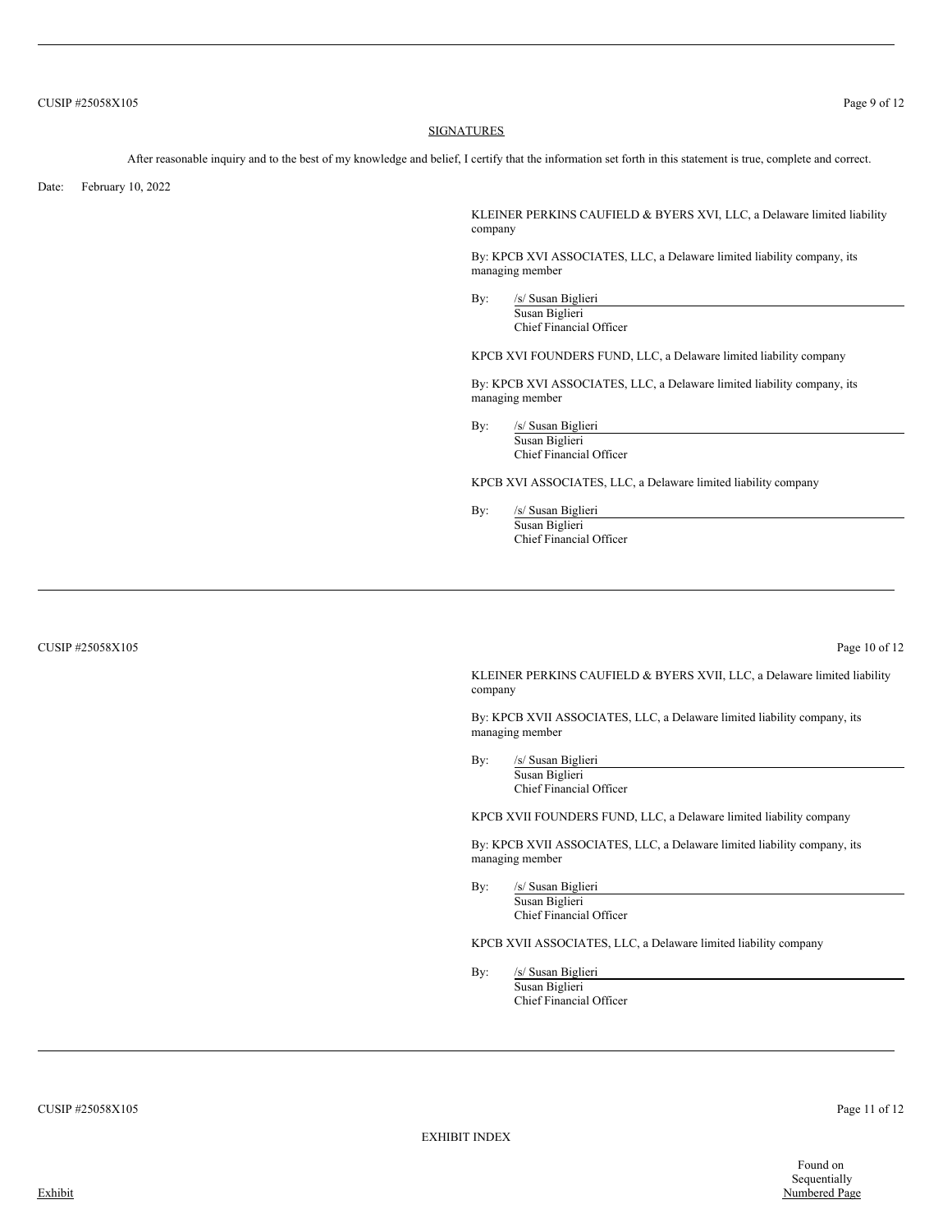## SIGNATURES

After reasonable inquiry and to the best of my knowledge and belief, I certify that the information set forth in this statement is true, complete and correct.

Date: February 10, 2022

KLEINER PERKINS CAUFIELD & BYERS XVI, LLC, a Delaware limited liability company

By: KPCB XVI ASSOCIATES, LLC, a Delaware limited liability company, its managing member

By: /s/ Susan Biglieri
Susan Biglieri
Chief Financial Officer

KPCB XVI FOUNDERS FUND, LLC, a Delaware limited liability company

By: KPCB XVI ASSOCIATES, LLC, a Delaware limited liability company, its managing member

By: /s/ Susan Biglieri
Susan Biglieri
Chief Financial Officer

KPCB XVI ASSOCIATES, LLC, a Delaware limited liability company

By: /s/ Susan Biglieri
Susan Biglieri
Chief Financial Officer

KLEINER PERKINS CAUFIELD & BYERS XVII, LLC, a Delaware limited liability company

By: KPCB XVII ASSOCIATES, LLC, a Delaware limited liability company, its managing member

By: /s/ Susan Biglieri
Susan Biglieri
Chief Financial Officer

KPCB XVII FOUNDERS FUND, LLC, a Delaware limited liability company

By: KPCB XVII ASSOCIATES, LLC, a Delaware limited liability company, its managing member

By: /s/ Susan Biglieri
Susan Biglieri
Chief Financial Officer

KPCB XVII ASSOCIATES, LLC, a Delaware limited liability company

By: /s/ Susan Biglieri
Susan Biglieri
Chief Financial Officer

EXHIBIT INDEX

| Exhibit | Found on Sequentially Numbered Page |
| --- | --- |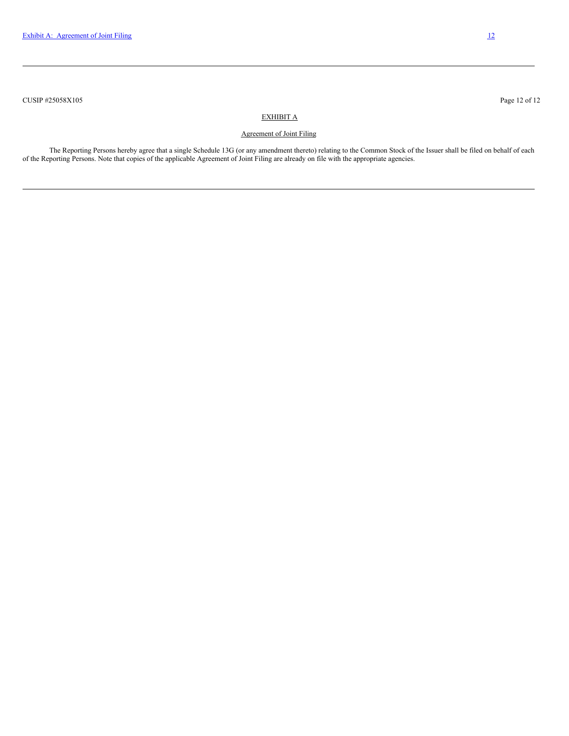Exhibit A: Agreement of Joint Filing 12

CUSIP #25058X105

EXHIBIT A

Agreement of Joint Filing

The Reporting Persons hereby agree that a single Schedule 13G (or any amendment thereto) relating to the Common Stock of the Issuer shall be filed on behalf of each of the Reporting Persons. Note that copies of the applicable Agreement of Joint Filing are already on file with the appropriate agencies.